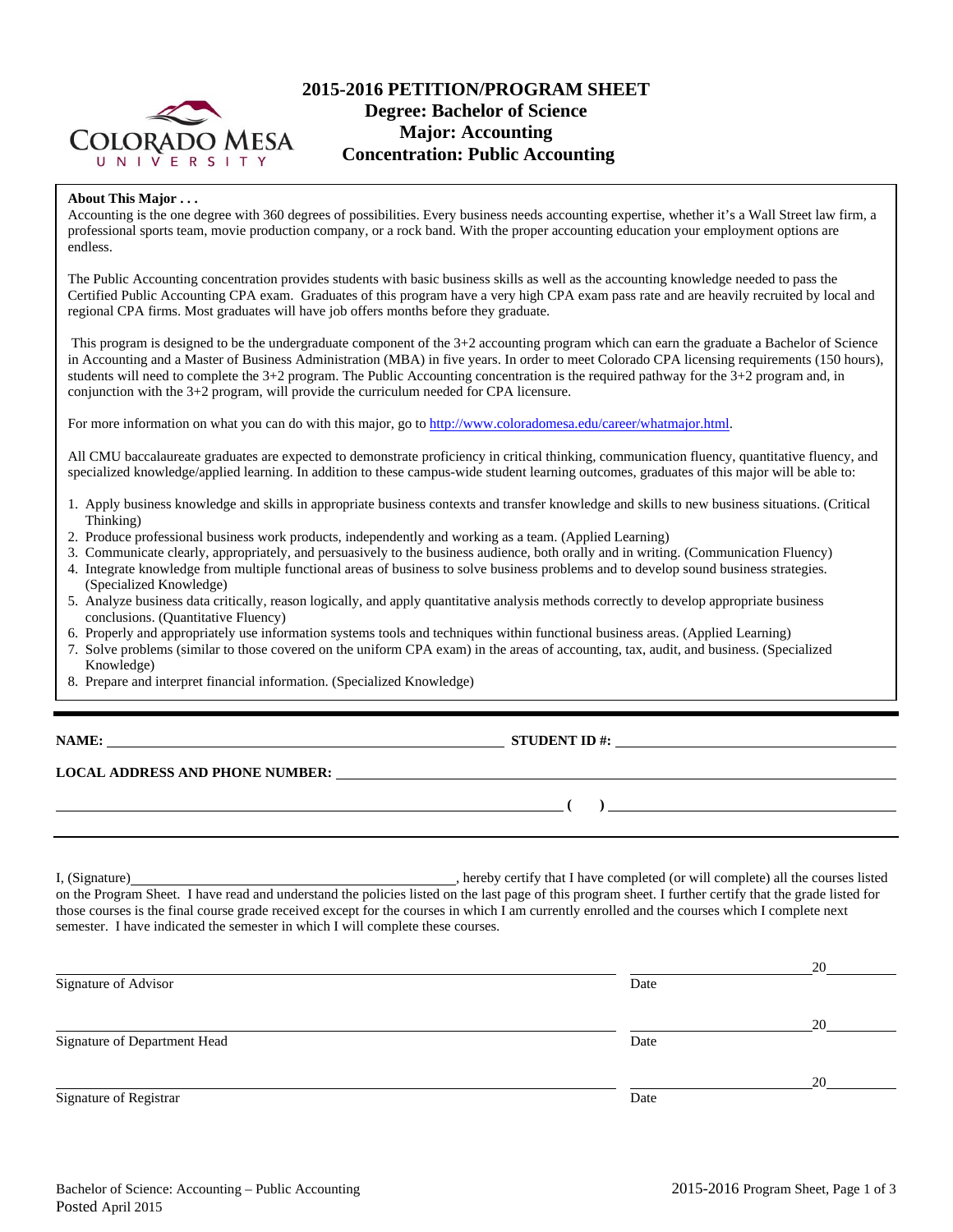# 2015-2016 PETITION/PROGRAM SHEET
## Degree: Bachelor of Science
## Major: Accounting
## Concentration: Public Accounting

**About This Major . . .**

Accounting is the one degree with 360 degrees of possibilities. Every business needs accounting expertise, whether it's a Wall Street law firm, a professional sports team, movie production company, or a rock band. With the proper accounting education your employment options are endless.

The Public Accounting concentration provides students with basic business skills as well as the accounting knowledge needed to pass the Certified Public Accounting CPA exam. Graduates of this program have a very high CPA exam pass rate and are heavily recruited by local and regional CPA firms. Most graduates will have job offers months before they graduate.

This program is designed to be the undergraduate component of the 3+2 accounting program which can earn the graduate a Bachelor of Science in Accounting and a Master of Business Administration (MBA) in five years. In order to meet Colorado CPA licensing requirements (150 hours), students will need to complete the 3+2 program. The Public Accounting concentration is the required pathway for the 3+2 program and, in conjunction with the 3+2 program, will provide the curriculum needed for CPA licensure.

For more information on what you can do with this major, go to http://www.coloradomesa.edu/career/whatmajor.html.

All CMU baccalaureate graduates are expected to demonstrate proficiency in critical thinking, communication fluency, quantitative fluency, and specialized knowledge/applied learning. In addition to these campus-wide student learning outcomes, graduates of this major will be able to:

1. Apply business knowledge and skills in appropriate business contexts and transfer knowledge and skills to new business situations. (Critical Thinking)
2. Produce professional business work products, independently and working as a team. (Applied Learning)
3. Communicate clearly, appropriately, and persuasively to the business audience, both orally and in writing. (Communication Fluency)
4. Integrate knowledge from multiple functional areas of business to solve business problems and to develop sound business strategies. (Specialized Knowledge)
5. Analyze business data critically, reason logically, and apply quantitative analysis methods correctly to develop appropriate business conclusions. (Quantitative Fluency)
6. Properly and appropriately use information systems tools and techniques within functional business areas. (Applied Learning)
7. Solve problems (similar to those covered on the uniform CPA exam) in the areas of accounting, tax, audit, and business. (Specialized Knowledge)
8. Prepare and interpret financial information. (Specialized Knowledge)

---

**NAME:** ______________________________ **STUDENT ID #:** ______________________

**LOCAL ADDRESS AND PHONE NUMBER:** ______________________________________

______________________________________ ( ) ______________________

---

I, (Signature)______________________________, hereby certify that I have completed (or will complete) all the courses listed on the Program Sheet. I have read and understand the policies listed on the last page of this program sheet. I further certify that the grade listed for those courses is the final course grade received except for the courses in which I am currently enrolled and the courses which I complete next semester. I have indicated the semester in which I will complete these courses.

______________________________________ ______________________20________
Signature of Advisor Date

______________________________________ ______________________20________
Signature of Department Head Date

______________________________________ ______________________20________
Signature of Registrar Date

Bachelor of Science: Accounting – Public Accounting
Posted April 2015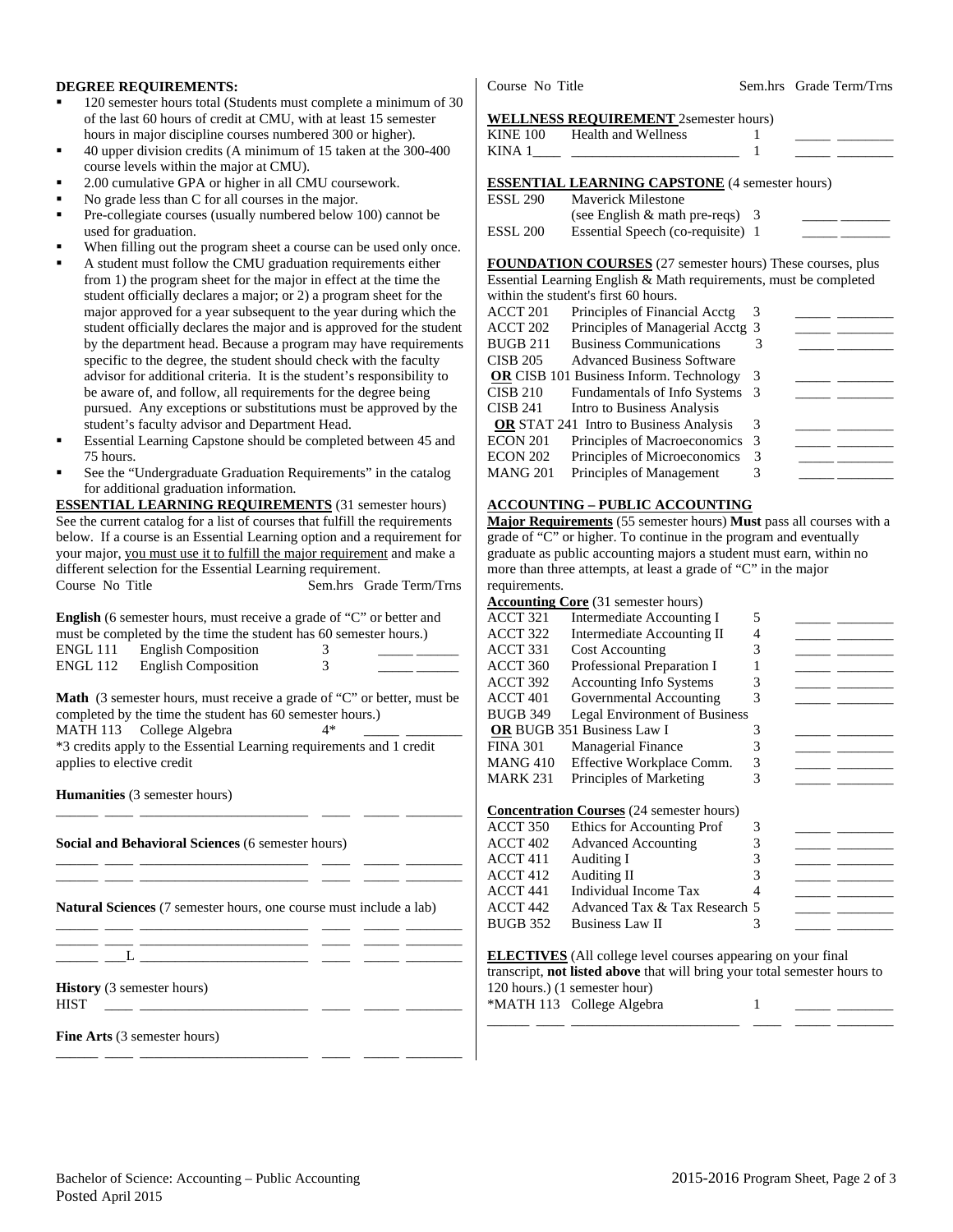**DEGREE REQUIREMENTS:**

- 120 semester hours total (Students must complete a minimum of 30 of the last 60 hours of credit at CMU, with at least 15 semester hours in major discipline courses numbered 300 or higher).
- 40 upper division credits (A minimum of 15 taken at the 300-400 course levels within the major at CMU).
- 2.00 cumulative GPA or higher in all CMU coursework.
- No grade less than C for all courses in the major.
- Pre-collegiate courses (usually numbered below 100) cannot be used for graduation.
- When filling out the program sheet a course can be used only once.
- A student must follow the CMU graduation requirements either from 1) the program sheet for the major in effect at the time the student officially declares a major; or 2) a program sheet for the major approved for a year subsequent to the year during which the student officially declares the major and is approved for the student by the department head. Because a program may have requirements specific to the degree, the student should check with the faculty advisor for additional criteria. It is the student's responsibility to be aware of, and follow, all requirements for the degree being pursued. Any exceptions or substitutions must be approved by the student's faculty advisor and Department Head.
- Essential Learning Capstone should be completed between 45 and 75 hours.
- See the "Undergraduate Graduation Requirements" in the catalog for additional graduation information.

**ESSENTIAL LEARNING REQUIREMENTS** (31 semester hours)
See the current catalog for a list of courses that fulfill the requirements below. If a course is an Essential Learning option and a requirement for your major, you must use it to fulfill the major requirement and make a different selection for the Essential Learning requirement.

| Course No | Title | Sem.hrs | Grade | Term/Trns |
|---|---|---|---|---|
| **English** (6 semester hours, must receive a grade of "C" or better and must be completed by the time the student has 60 semester hours.) | | | | |
| ENGL 111 | English Composition | 3 | _____ | ______ |
| ENGL 112 | English Composition | 3 | _____ | ______ |
| **Math** (3 semester hours, must receive a grade of "C" or better, must be completed by the time the student has 60 semester hours.) | | | | |
| MATH 113 | College Algebra | 4* | _____ | ________ |

*3 credits apply to the Essential Learning requirements and 1 credit applies to elective credit

| Course No | Title | Sem.hrs | Grade | Term/Trns |
|---|---|---|---|---|
| **Humanities** (3 semester hours) | | | | |
| ______ ____ | ________________________ | ____ | _____ | ________ |
| **Social and Behavioral Sciences** (6 semester hours) | | | | |
| ______ ____ | ________________________ | ____ | _____ | ________ |
| ______ ____ | ________________________ | ____ | _____ | ________ |
| **Natural Sciences** (7 semester hours, one course must include a lab) | | | | |
| ______ ____ | ________________________ | ____ | _____ | ________ |
| ______ ____ | ________________________ | ____ | _____ | ________ |
| ______ ___L | ________________________ | ____ | _____ | ________ |
| **History** (3 semester hours) | | | | |
| HIST ____ | ________________________ | ____ | _____ | ________ |
| **Fine Arts** (3 semester hours) | | | | |
| ______ ____ | ________________________ | ____ | _____ | ________ |

| Course No | Title | Sem.hrs | Grade | Term/Trns |
|---|---|---|---|---|
| **WELLNESS REQUIREMENT** 2semester hours) | | | | |
| KINE 100 | Health and Wellness | 1 | _____ | ________ |
| KINA 1____ | ________________________ | 1 | _____ | ________ |
| **ESSENTIAL LEARNING CAPSTONE** (4 semester hours) | | | | |
| ESSL 290 | Maverick Milestone (see English & math pre-reqs) | 3 | _____ | _______ |
| ESSL 200 | Essential Speech (co-requisite) | 1 | _____ | _______ |

**FOUNDATION COURSES** (27 semester hours) These courses, plus Essential Learning English & Math requirements, must be completed within the student's first 60 hours.

| Course No | Title | Sem.hrs | Grade | Term/Trns |
|---|---|---|---|---|
| ACCT 201 | Principles of Financial Acctg | 3 | _____ | ________ |
| ACCT 202 | Principles of Managerial Acctg | 3 | _____ | ________ |
| BUGB 211 | Business Communications | 3 | _____ | ________ |
| CISB 205 | Advanced Business Software **OR** CISB 101 Business Inform. Technology | 3 | _____ | ________ |
| CISB 210 | Fundamentals of Info Systems | 3 | _____ | ________ |
| CISB 241 | Intro to Business Analysis **OR** STAT 241 Intro to Business Analysis | 3 | _____ | ________ |
| ECON 201 | Principles of Macroeconomics | 3 | _____ | ________ |
| ECON 202 | Principles of Microeconomics | 3 | _____ | ________ |
| MANG 201 | Principles of Management | 3 | _____ | ________ |

**ACCOUNTING – PUBLIC ACCOUNTING**

**Major Requirements** (55 semester hours) **Must** pass all courses with a grade of "C" or higher. To continue in the program and eventually graduate as public accounting majors a student must earn, within no more than three attempts, at least a grade of "C" in the major requirements.

| Course No | Title | Sem.hrs | Grade | Term/Trns |
|---|---|---|---|---|
| **Accounting Core** (31 semester hours) | | | | |
| ACCT 321 | Intermediate Accounting I | 5 | _____ | ________ |
| ACCT 322 | Intermediate Accounting II | 4 | _____ | ________ |
| ACCT 331 | Cost Accounting | 3 | _____ | ________ |
| ACCT 360 | Professional Preparation I | 1 | _____ | ________ |
| ACCT 392 | Accounting Info Systems | 3 | _____ | ________ |
| ACCT 401 | Governmental Accounting | 3 | _____ | ________ |
| BUGB 349 | Legal Environment of Business **OR** BUGB 351 Business Law I | 3 | _____ | ________ |
| FINA 301 | Managerial Finance | 3 | _____ | ________ |
| MANG 410 | Effective Workplace Comm. | 3 | _____ | ________ |
| MARK 231 | Principles of Marketing | 3 | _____ | ________ |
| **Concentration Courses** (24 semester hours) | | | | |
| ACCT 350 | Ethics for Accounting Prof | 3 | _____ | ________ |
| ACCT 402 | Advanced Accounting | 3 | _____ | ________ |
| ACCT 411 | Auditing I | 3 | _____ | ________ |
| ACCT 412 | Auditing II | 3 | _____ | ________ |
| ACCT 441 | Individual Income Tax | 4 | _____ | ________ |
| ACCT 442 | Advanced Tax & Tax Research | 5 | _____ | ________ |
| BUGB 352 | Business Law II | 3 | _____ | ________ |

**ELECTIVES** (All college level courses appearing on your final transcript, **not listed above** that will bring your total semester hours to 120 hours.) (1 semester hour)

| Course No | Title | Sem.hrs | Grade | Term/Trns |
|---|---|---|---|---|
| *MATH 113 | College Algebra | 1 | _____ | ________ |
| ______ ____ | ________________________ | ____ | _____ | ________ |

Bachelor of Science: Accounting – Public Accounting
Posted April 2015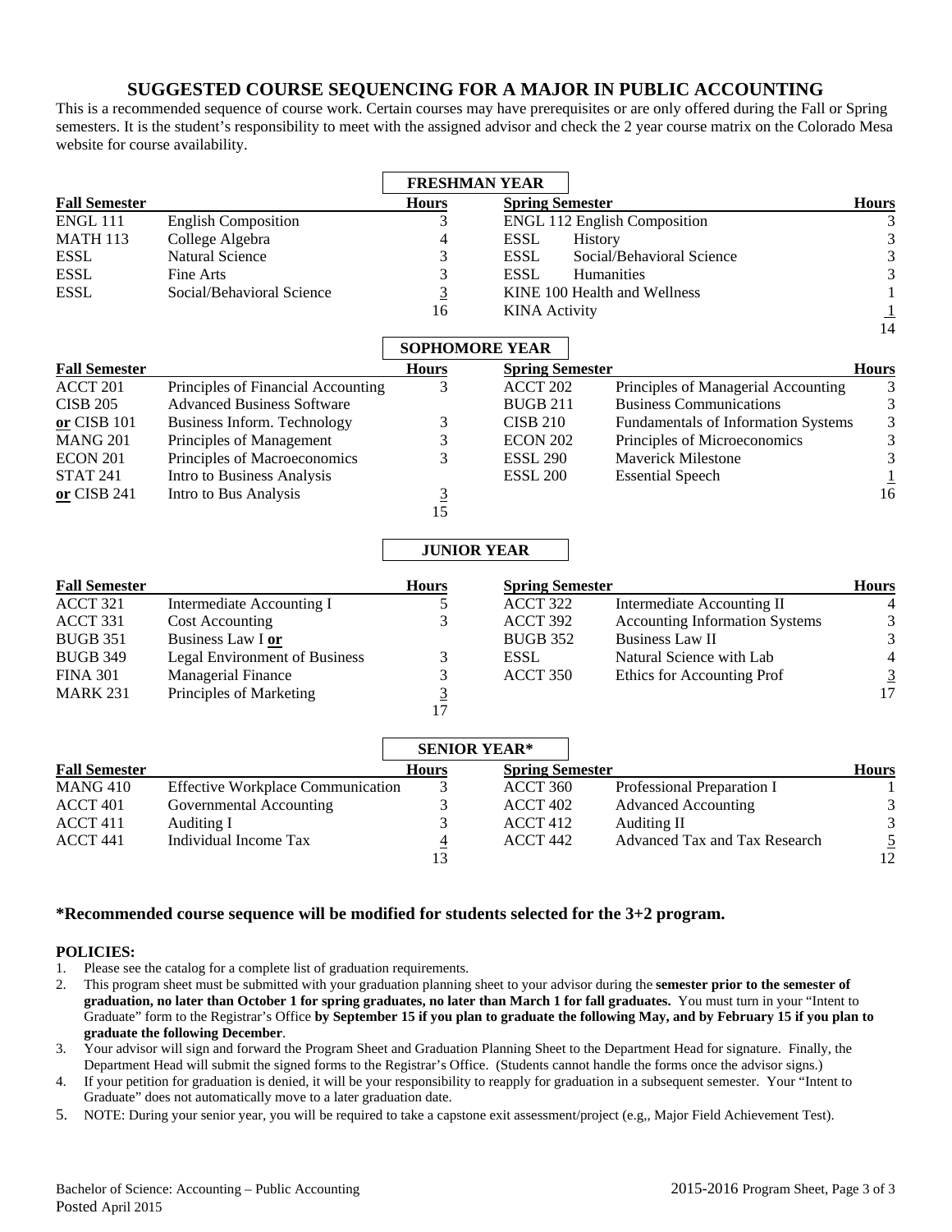# SUGGESTED COURSE SEQUENCING FOR A MAJOR IN PUBLIC ACCOUNTING

This is a recommended sequence of course work. Certain courses may have prerequisites or are only offered during the Fall or Spring semesters. It is the student's responsibility to meet with the assigned advisor and check the 2 year course matrix on the Colorado Mesa website for course availability.

## FRESHMAN YEAR

| Fall Semester | | Hours | Spring Semester | | Hours |
|---|---|---|---|---|---|
| ENGL 111 | English Composition | 3 | ENGL 112 English Composition | | 3 |
| MATH 113 | College Algebra | 4 | ESSL | History | 3 |
| ESSL | Natural Science | 3 | ESSL | Social/Behavioral Science | 3 |
| ESSL | Fine Arts | 3 | ESSL | Humanities | 3 |
| ESSL | Social/Behavioral Science | 3 | KINE 100 Health and Wellness | | 1 |
| | | 16 | KINA Activity | | 1 |
| | | | | | 14 |

## SOPHOMORE YEAR

| Fall Semester | | Hours | Spring Semester | | Hours |
|---|---|---|---|---|---|
| ACCT 201 | Principles of Financial Accounting | 3 | ACCT 202 | Principles of Managerial Accounting | 3 |
| CISB 205 | Advanced Business Software | | BUGB 211 | Business Communications | 3 |
| **or** CISB 101 | Business Inform. Technology | 3 | CISB 210 | Fundamentals of Information Systems | 3 |
| MANG 201 | Principles of Management | 3 | ECON 202 | Principles of Microeconomics | 3 |
| ECON 201 | Principles of Macroeconomics | 3 | ESSL 290 | Maverick Milestone | 3 |
| STAT 241 | Intro to Business Analysis | | ESSL 200 | Essential Speech | 1 |
| **or** CISB 241 | Intro to Bus Analysis | 3 | | | 16 |
| | | 15 | | | |

## JUNIOR YEAR

| Fall Semester | | Hours | Spring Semester | | Hours |
|---|---|---|---|---|---|
| ACCT 321 | Intermediate Accounting I | 5 | ACCT 322 | Intermediate Accounting II | 4 |
| ACCT 331 | Cost Accounting | 3 | ACCT 392 | Accounting Information Systems | 3 |
| BUGB 351 | Business Law I **or** | | BUGB 352 | Business Law II | 3 |
| BUGB 349 | Legal Environment of Business | 3 | ESSL | Natural Science with Lab | 4 |
| FINA 301 | Managerial Finance | 3 | ACCT 350 | Ethics for Accounting Prof | 3 |
| MARK 231 | Principles of Marketing | 3 | | | 17 |
| | | 17 | | | |

## SENIOR YEAR*

| Fall Semester | | Hours | Spring Semester | | Hours |
|---|---|---|---|---|---|
| MANG 410 | Effective Workplace Communication | 3 | ACCT 360 | Professional Preparation I | 1 |
| ACCT 401 | Governmental Accounting | 3 | ACCT 402 | Advanced Accounting | 3 |
| ACCT 411 | Auditing I | 3 | ACCT 412 | Auditing II | 3 |
| ACCT 441 | Individual Income Tax | 4 | ACCT 442 | Advanced Tax and Tax Research | 5 |
| | | 13 | | | 12 |

**\*Recommended course sequence will be modified for students selected for the 3+2 program.**

**POLICIES:**

1. Please see the catalog for a complete list of graduation requirements.
2. This program sheet must be submitted with your graduation planning sheet to your advisor during the **semester prior to the semester of graduation, no later than October 1 for spring graduates, no later than March 1 for fall graduates.** You must turn in your "Intent to Graduate" form to the Registrar's Office **by September 15 if you plan to graduate the following May, and by February 15 if you plan to graduate the following December**.
3. Your advisor will sign and forward the Program Sheet and Graduation Planning Sheet to the Department Head for signature. Finally, the Department Head will submit the signed forms to the Registrar's Office. (Students cannot handle the forms once the advisor signs.)
4. If your petition for graduation is denied, it will be your responsibility to reapply for graduation in a subsequent semester. Your "Intent to Graduate" does not automatically move to a later graduation date.
5. NOTE: During your senior year, you will be required to take a capstone exit assessment/project (e.g,, Major Field Achievement Test).